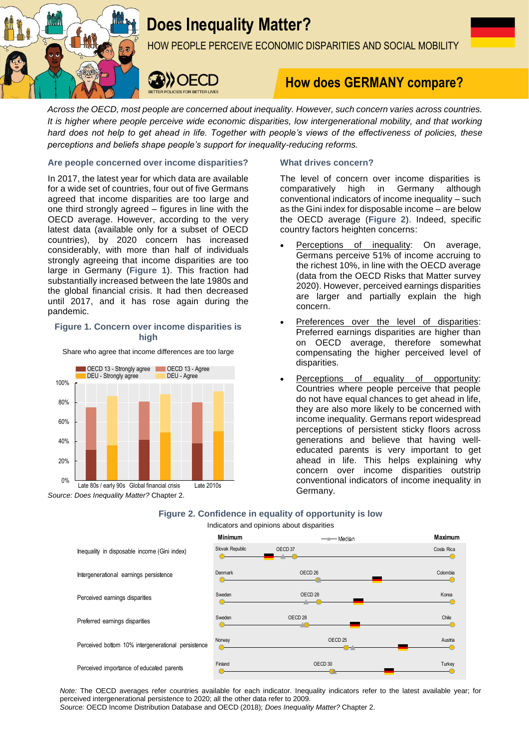# Does Inequality Matter?

HOW PEOPLE PERCEIVE ECONOMIC DISPARITIES AND SOCIAL MOBILITY

## How does GERMANY compare?

*Across the OECD, most people are concerned about inequality. However, such concern varies across countries. It is higher where people perceive wide economic disparities, low intergenerational mobility, and that working hard does not help to get ahead in life. Together with people's views of the effectiveness of policies, these perceptions and beliefs shape people's support for inequality-reducing reforms.*

### Are people concerned over income disparities?

In 2017, the latest year for which data are available for a wide set of countries, four out of five Germans agreed that income disparities are too large and one third strongly agreed – figures in line with the OECD average. However, according to the very latest data (available only for a subset of OECD countries), by 2020 concern has increased considerably, with more than half of individuals strongly agreeing that income disparities are too large in Germany (**Figure 1**). This fraction had substantially increased between the late 1980s and the global financial crisis. It had then decreased until 2017, and it has rose again during the pandemic.

**Figure 1. Concern over income disparities is high**

Share who agree that income differences are too large

| | OECD 13 - Strongly agree | OECD 13 - Agree | DEU - Strongly agree | DEU - Agree |
|---|---|---|---|---|
| Late 80s / early 90s | | | | |
| Global financial crisis | | | | |
| Late 2010s | | | | |

*Source: Does Inequality Matter?* Chapter 2.

### What drives concern?

The level of concern over income disparities is comparatively high in Germany although conventional indicators of income inequality – such as the Gini index for disposable income – are below the OECD average (**Figure 2**). Indeed, specific country factors heighten concerns:

- Perceptions of inequality: On average, Germans perceive 51% of income accruing to the richest 10%, in line with the OECD average (data from the OECD Risks that Matter survey 2020). However, perceived earnings disparities are larger and partially explain the high concern.
- Preferences over the level of disparities: Preferred earnings disparities are higher than on OECD average, therefore somewhat compensating the higher perceived level of disparities.
- Perceptions of equality of opportunity: Countries where people perceive that people do not have equal chances to get ahead in life, they are also more likely to be concerned with income inequality. Germans report widespread perceptions of persistent sticky floors across generations and believe that having well-educated parents is very important to get ahead in life. This helps explaining why concern over income disparities outstrip conventional indicators of income inequality in Germany.

**Figure 2. Confidence in equality of opportunity is low**

Indicators and opinions about disparities

| Indicator | Minimum | OECD average | Maximum |
|---|---|---|---|
| Inequality in disposable income (Gini index) | Slovak Republic | OECD 37 | Costa Rica |
| Intergenerational earnings persistence | Denmark | OECD 26 | Colombia |
| Perceived earnings disparities | Sweden | OECD 28 | Korea |
| Preferred earnings disparities | Sweden | OECD 28 | Chile |
| Perceived bottom 10% intergenerational persistence | Norway | OECD 25 | Austria |
| Perceived importance of educated parents | Finland | OECD 30 | Turkey |

*Note:* The OECD averages refer countries available for each indicator. Inequality indicators refer to the latest available year; for perceived intergenerational persistence to 2020; all the other data refer to 2009.
*Source:* OECD Income Distribution Database and OECD (2018); *Does Inequality Matter?* Chapter 2.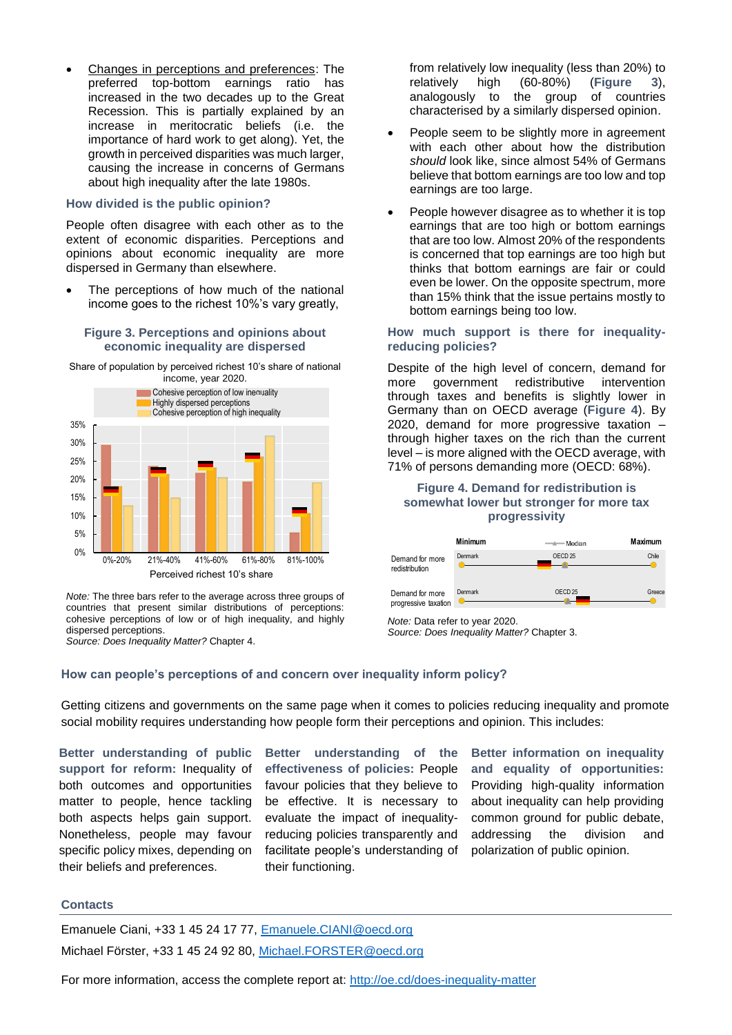- Changes in perceptions and preferences: The preferred top-bottom earnings ratio has increased in the two decades up to the Great Recession. This is partially explained by an increase in meritocratic beliefs (i.e. the importance of hard work to get along). Yet, the growth in perceived disparities was much larger, causing the increase in concerns of Germans about high inequality after the late 1980s.

### How divided is the public opinion?

People often disagree with each other as to the extent of economic disparities. Perceptions and opinions about economic inequality are more dispersed in Germany than elsewhere.

- The perceptions of how much of the national income goes to the richest 10%'s vary greatly, from relatively low inequality (less than 20%) to relatively high (60-80%) (**Figure 3**), analogously to the group of countries characterised by a similarly dispersed opinion.
- People seem to be slightly more in agreement with each other about how the distribution *should* look like, since almost 54% of Germans believe that bottom earnings are too low and top earnings are too large.
- People however disagree as to whether it is top earnings that are too high or bottom earnings that are too low. Almost 20% of the respondents is concerned that top earnings are too high but thinks that bottom earnings are fair or could even be lower. On the opposite spectrum, more than 15% think that the issue pertains mostly to bottom earnings being too low.

**Figure 3. Perceptions and opinions about economic inequality are dispersed**

Share of population by perceived richest 10's share of national income, year 2020.

Cohesive perception of low inequality
Highly dispersed perceptions
Cohesive perception of high inequality

35%
30%
25%
20%
15%
10%
5%
0%

0%-20%
21%-40%
41%-60%
61%-80%
81%-100%

Perceived richest 10's share

*Note:* The three bars refer to the average across three groups of countries that present similar distributions of perceptions: cohesive perceptions of low or of high inequality, and highly dispersed perceptions.
*Source: Does Inequality Matter?* Chapter 4.

### How much support is there for inequality-reducing policies?

Despite of the high level of concern, demand for more government redistributive intervention through taxes and benefits is slightly lower in Germany than on OECD average (**Figure 4**). By 2020, demand for more progressive taxation – through higher taxes on the rich than the current level – is more aligned with the OECD average, with 71% of persons demanding more (OECD: 68%).

**Figure 4. Demand for redistribution is somewhat lower but stronger for more tax progressivity**

Minimum
Median
Maximum

Demand for more redistribution
Denmark
OECD 25
Chile

Demand for more progressive taxation
Denmark
OECD 25
Greece

*Note:* Data refer to year 2020.
*Source: Does Inequality Matter?* Chapter 3.

### How can people's perceptions of and concern over inequality inform policy?

Getting citizens and governments on the same page when it comes to policies reducing inequality and promote social mobility requires understanding how people form their perceptions and opinion. This includes:

**Better understanding of public support for reform:** Inequality of both outcomes and opportunities matter to people, hence tackling both aspects helps gain support. Nonetheless, people may favour specific policy mixes, depending on their beliefs and preferences.

**Better understanding of the effectiveness of policies:** People favour policies that they believe to be effective. It is necessary to evaluate the impact of inequality-reducing policies transparently and facilitate people's understanding of their functioning.

**Better information on inequality and equality of opportunities:** Providing high-quality information about inequality can help providing common ground for public debate, addressing the division and polarization of public opinion.

### Contacts

Emanuele Ciani, +33 1 45 24 17 77, Emanuele.CIANI@oecd.org

Michael Förster, +33 1 45 24 92 80, Michael.FORSTER@oecd.org

For more information, access the complete report at: http://oe.cd/does-inequality-matter